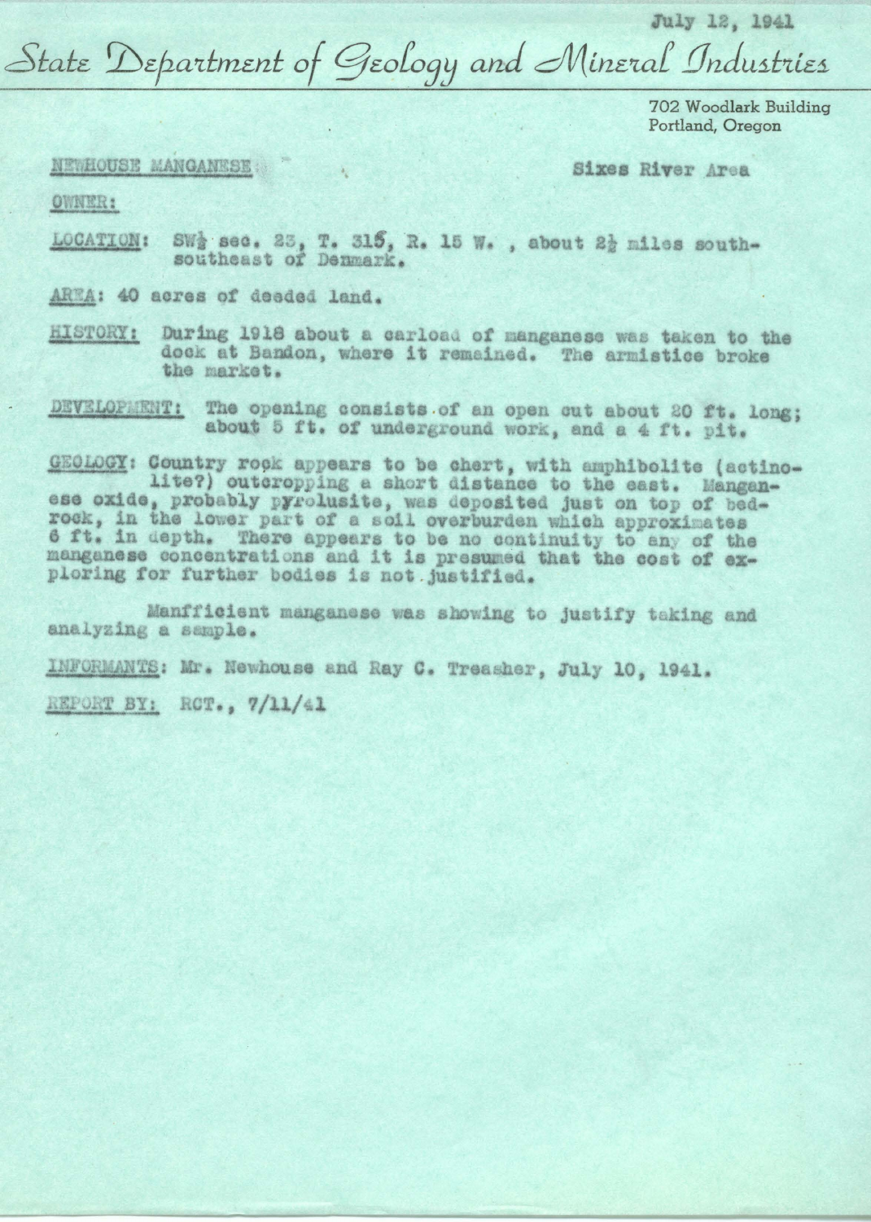July 12, 1941

# State Department of Geology and Mineral Industries

702 Woodlark Building
Portland, Oregon

NEWHOUSE MANGANESE — Sixes River Area

OWNER:

LOCATION: SW½ sec. 23, T. 31S, R. 15 W., about 2½ miles south-southeast of Denmark.

AREA: 40 acres of deeded land.

HISTORY: During 1918 about a carload of manganese was taken to the dock at Bandon, where it remained. The armistice broke the market.

DEVELOPMENT: The opening consists of an open cut about 20 ft. long; about 5 ft. of underground work, and a 4 ft. pit.

GEOLOGY: Country rock appears to be chert, with amphibolite (actinolite?) outcropping a short distance to the east. Manganese oxide, probably pyrolusite, was deposited just on top of bedrock, in the lower part of a soil overburden which approximates 6 ft. in depth. There appears to be no continuity to any of the manganese concentrations and it is presumed that the cost of exploring for further bodies is not justified.

Manfficient manganese was showing to justify taking and analyzing a sample.

INFORMANTS: Mr. Newhouse and Ray C. Treasher, July 10, 1941.

REPORT BY: RCT., 7/11/41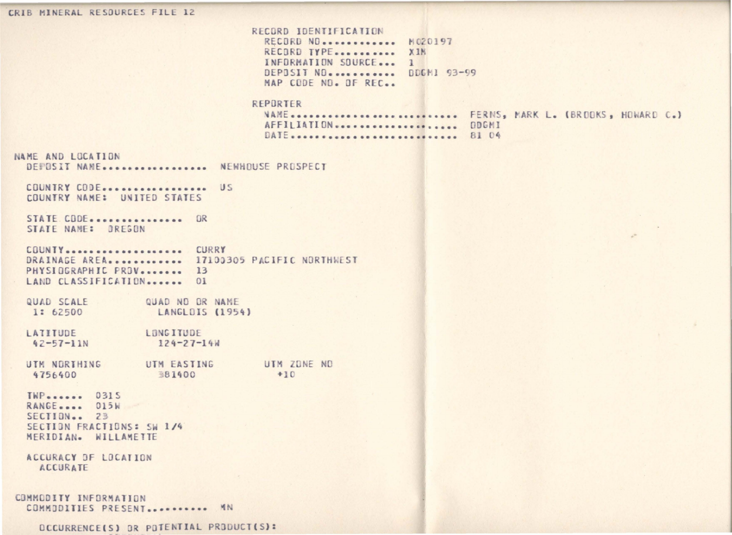CRIB MINERAL RESOURCES FILE 12

## RECORD IDENTIFICATION

RECORD NO............ M020197
RECORD TYPE.......... X1M
INFORMATION SOURCE... 1
DEPOSIT NO........... DOGMI 93-99
MAP CODE NO. OF REC..

## REPORTER

NAME......................... FERNS, MARK L. (BROOKS, HOWARD C.)
AFFILIATION.................. DOGMI
DATE......................... 81 04

## NAME AND LOCATION

DEPOSIT NAME................. NEWHOUSE PROSPECT

COUNTRY CODE................. US
COUNTRY NAME: UNITED STATES

STATE CODE............... OR
STATE NAME: OREGON

COUNTY................... CURRY
DRAINAGE AREA............ 17100305 PACIFIC NORTHWEST
PHYSIOGRAPHIC PROV....... 13
LAND CLASSIFICATION...... 01

| QUAD SCALE | QUAD NO OR NAME |
|---|---|
| 1: 62500 | LANGLOIS (1954) |

| LATITUDE | LONGITUDE |
|---|---|
| 42-57-11N | 124-27-14W |

| UTM NORTHING | UTM EASTING | UTM ZONE NO |
|---|---|---|
| 4756400 | 381400 | +10 |

TWP...... 031S
RANGE.... 015W
SECTION.. 23
SECTION FRACTIONS: SW 1/4
MERIDIAN. WILLAMETTE

ACCURACY OF LOCATION
ACCURATE

## COMMODITY INFORMATION

COMMODITIES PRESENT.......... MN

OCCURRENCE(S) OR POTENTIAL PRODUCT(S):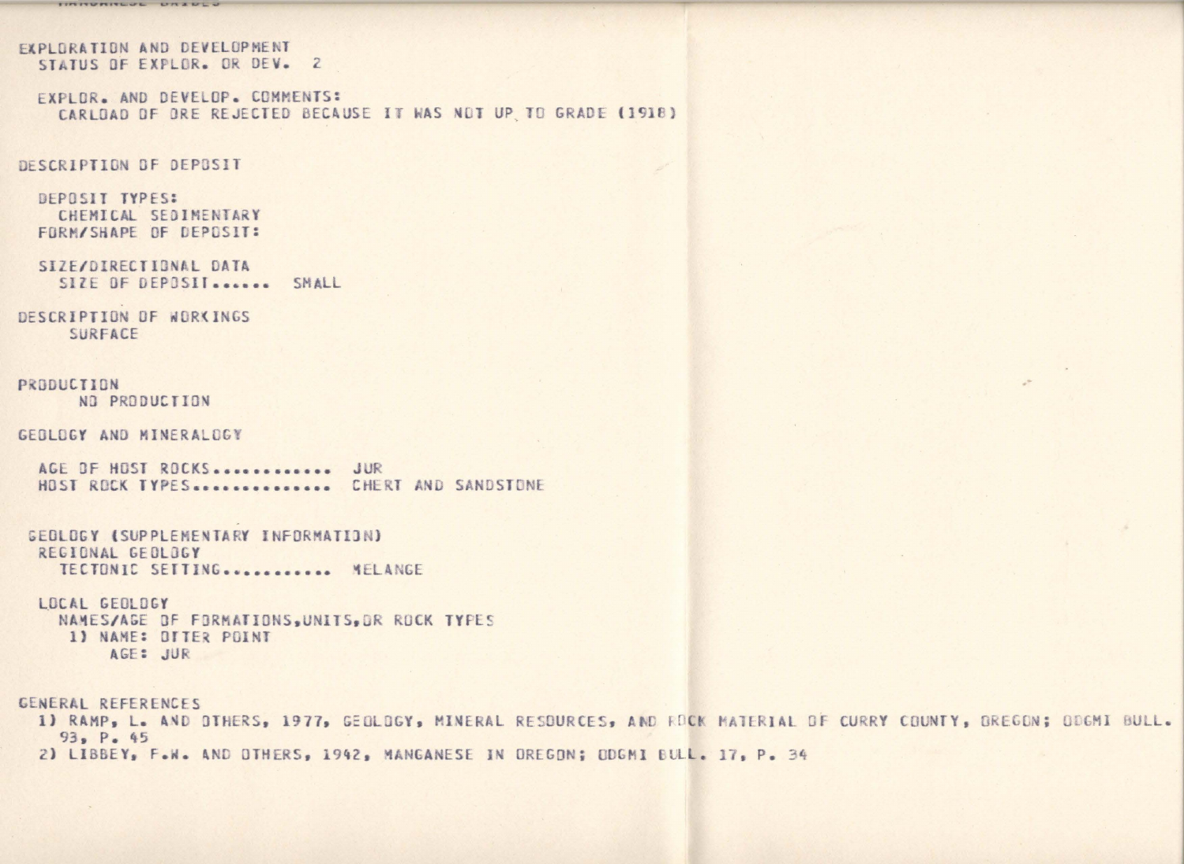EXPLORATION AND DEVELOPMENT
  STATUS OF EXPLOR. OR DEV.  2

  EXPLOR. AND DEVELOP. COMMENTS:
    CARLOAD OF ORE REJECTED BECAUSE IT WAS NOT UP TO GRADE (1918)

DESCRIPTION OF DEPOSIT

  DEPOSIT TYPES:
    CHEMICAL SEDIMENTARY
  FORM/SHAPE OF DEPOSIT:

  SIZE/DIRECTIONAL DATA
    SIZE OF DEPOSIT...... SMALL

DESCRIPTION OF WORKINGS
    SURFACE

PRODUCTION
    NO PRODUCTION

GEOLOGY AND MINERALOGY

  AGE OF HOST ROCKS............. JUR
  HOST ROCK TYPES............... CHERT AND SANDSTONE

GEOLOGY (SUPPLEMENTARY INFORMATION)
  REGIONAL GEOLOGY
    TECTONIC SETTING........... MELANGE

  LOCAL GEOLOGY
    NAMES/AGE OF FORMATIONS,UNITS,OR ROCK TYPES
      1) NAME: OTTER POINT
         AGE: JUR

GENERAL REFERENCES
  1) RAMP, L. AND OTHERS, 1977, GEOLOGY, MINERAL RESOURCES, AND ROCK MATERIAL OF CURRY COUNTY, OREGON; ODGMI BULL. 93, P. 45
  2) LIBBEY, F.W. AND OTHERS, 1942, MANGANESE IN OREGON; ODGMI BULL. 17, P. 34